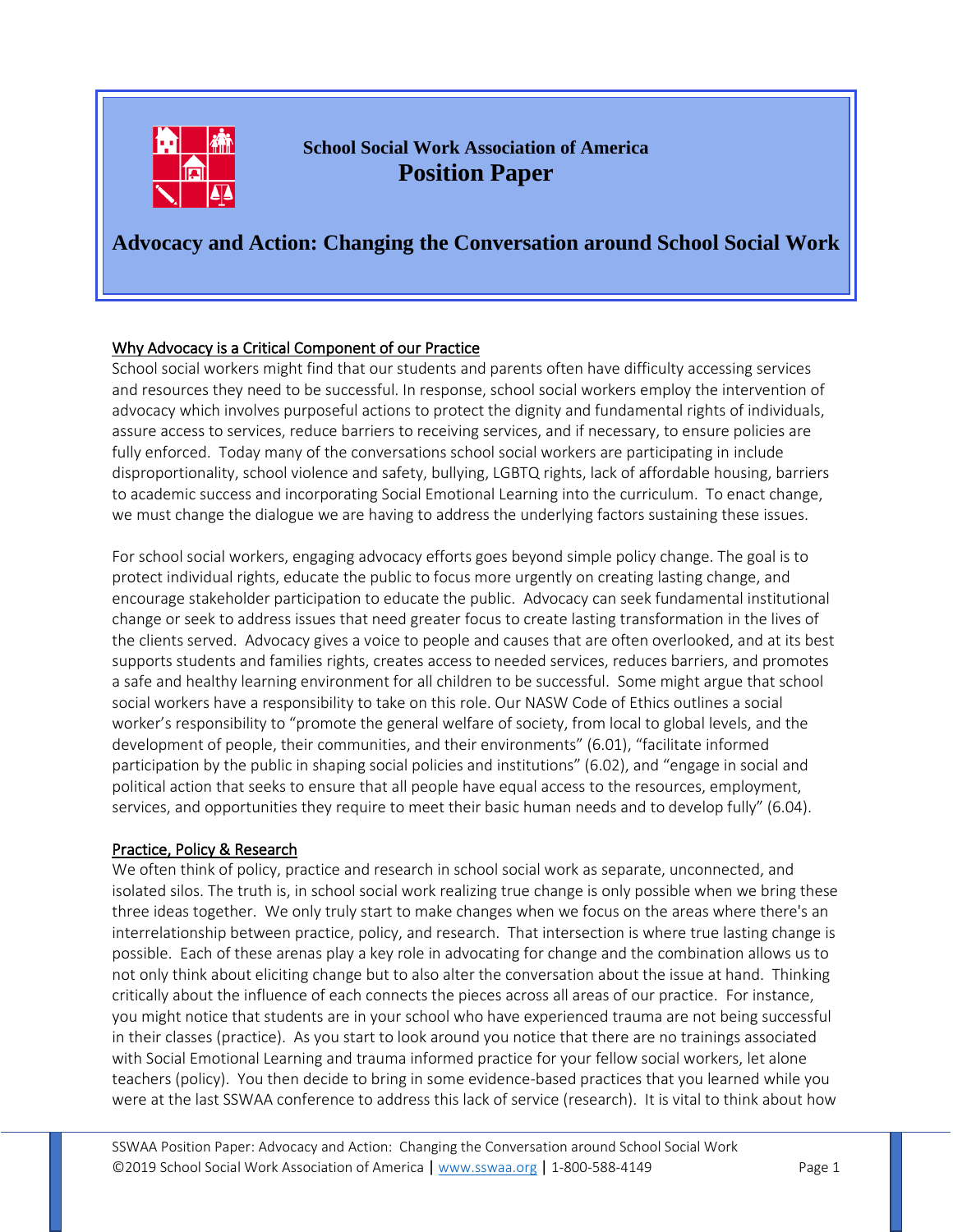**School Social Work Association of America**

**Position Paper**

# Advocacy and Action: Changing the Conversation around School Social Work

## Why Advocacy is a Critical Component of our Practice

School social workers might find that our students and parents often have difficulty accessing services and resources they need to be successful. In response, school social workers employ the intervention of advocacy which involves purposeful actions to protect the dignity and fundamental rights of individuals, assure access to services, reduce barriers to receiving services, and if necessary, to ensure policies are fully enforced. Today many of the conversations school social workers are participating in include disproportionality, school violence and safety, bullying, LGBTQ rights, lack of affordable housing, barriers to academic success and incorporating Social Emotional Learning into the curriculum. To enact change, we must change the dialogue we are having to address the underlying factors sustaining these issues.

For school social workers, engaging advocacy efforts goes beyond simple policy change. The goal is to protect individual rights, educate the public to focus more urgently on creating lasting change, and encourage stakeholder participation to educate the public. Advocacy can seek fundamental institutional change or seek to address issues that need greater focus to create lasting transformation in the lives of the clients served. Advocacy gives a voice to people and causes that are often overlooked, and at its best supports students and families rights, creates access to needed services, reduces barriers, and promotes a safe and healthy learning environment for all children to be successful. Some might argue that school social workers have a responsibility to take on this role. Our NASW Code of Ethics outlines a social worker's responsibility to "promote the general welfare of society, from local to global levels, and the development of people, their communities, and their environments" (6.01), "facilitate informed participation by the public in shaping social policies and institutions" (6.02), and "engage in social and political action that seeks to ensure that all people have equal access to the resources, employment, services, and opportunities they require to meet their basic human needs and to develop fully" (6.04).

## Practice, Policy & Research

We often think of policy, practice and research in school social work as separate, unconnected, and isolated silos. The truth is, in school social work realizing true change is only possible when we bring these three ideas together. We only truly start to make changes when we focus on the areas where there's an interrelationship between practice, policy, and research. That intersection is where true lasting change is possible. Each of these arenas play a key role in advocating for change and the combination allows us to not only think about eliciting change but to also alter the conversation about the issue at hand. Thinking critically about the influence of each connects the pieces across all areas of our practice. For instance, you might notice that students are in your school who have experienced trauma are not being successful in their classes (practice). As you start to look around you notice that there are no trainings associated with Social Emotional Learning and trauma informed practice for your fellow social workers, let alone teachers (policy). You then decide to bring in some evidence-based practices that you learned while you were at the last SSWAA conference to address this lack of service (research). It is vital to think about how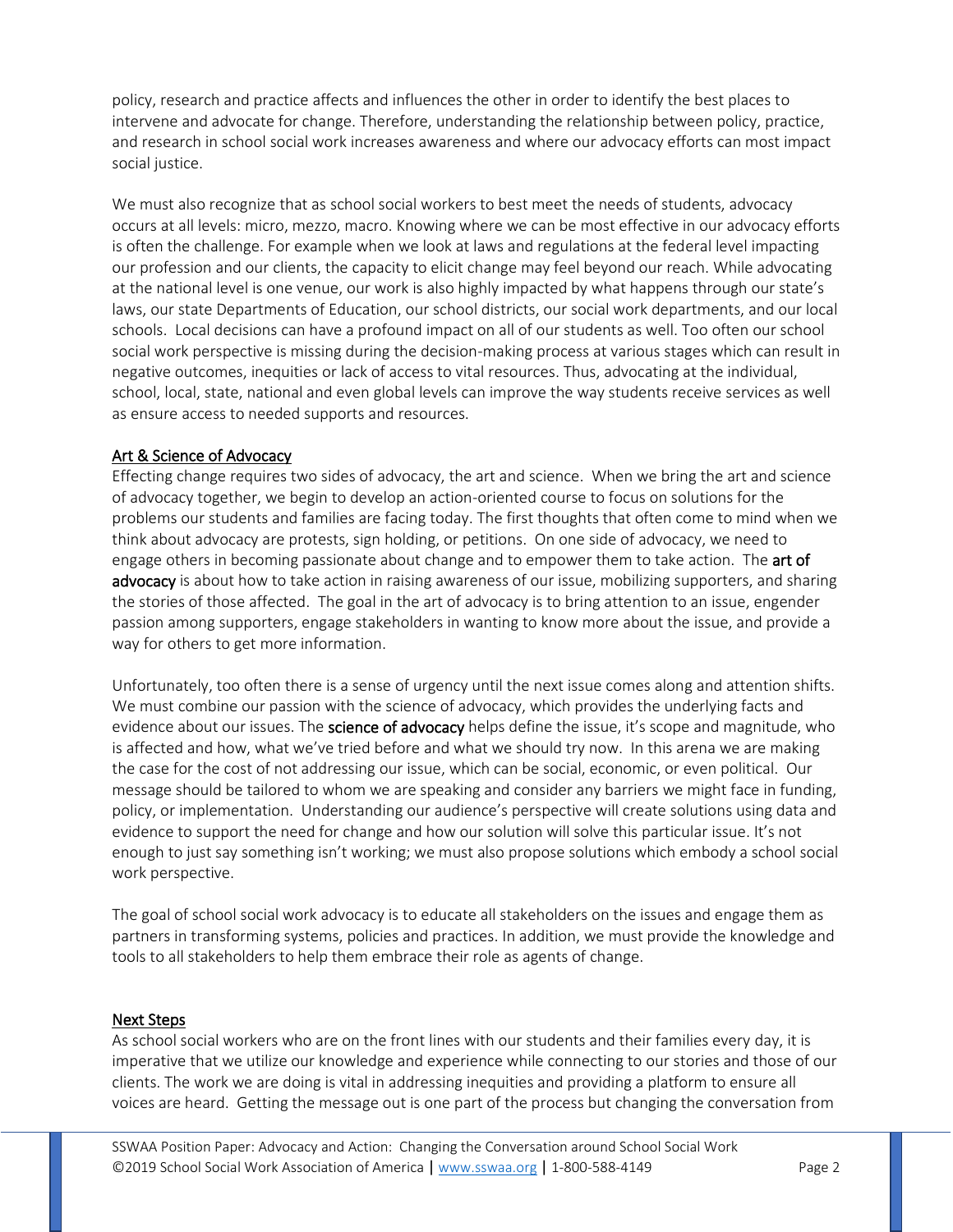policy, research and practice affects and influences the other in order to identify the best places to intervene and advocate for change. Therefore, understanding the relationship between policy, practice, and research in school social work increases awareness and where our advocacy efforts can most impact social justice.

We must also recognize that as school social workers to best meet the needs of students, advocacy occurs at all levels: micro, mezzo, macro. Knowing where we can be most effective in our advocacy efforts is often the challenge. For example when we look at laws and regulations at the federal level impacting our profession and our clients, the capacity to elicit change may feel beyond our reach. While advocating at the national level is one venue, our work is also highly impacted by what happens through our state's laws, our state Departments of Education, our school districts, our social work departments, and our local schools. Local decisions can have a profound impact on all of our students as well. Too often our school social work perspective is missing during the decision-making process at various stages which can result in negative outcomes, inequities or lack of access to vital resources. Thus, advocating at the individual, school, local, state, national and even global levels can improve the way students receive services as well as ensure access to needed supports and resources.

## Art & Science of Advocacy

Effecting change requires two sides of advocacy, the art and science. When we bring the art and science of advocacy together, we begin to develop an action-oriented course to focus on solutions for the problems our students and families are facing today. The first thoughts that often come to mind when we think about advocacy are protests, sign holding, or petitions. On one side of advocacy, we need to engage others in becoming passionate about change and to empower them to take action. The **art of advocacy** is about how to take action in raising awareness of our issue, mobilizing supporters, and sharing the stories of those affected. The goal in the art of advocacy is to bring attention to an issue, engender passion among supporters, engage stakeholders in wanting to know more about the issue, and provide a way for others to get more information.

Unfortunately, too often there is a sense of urgency until the next issue comes along and attention shifts. We must combine our passion with the science of advocacy, which provides the underlying facts and evidence about our issues. The **science of advocacy** helps define the issue, it's scope and magnitude, who is affected and how, what we've tried before and what we should try now. In this arena we are making the case for the cost of not addressing our issue, which can be social, economic, or even political. Our message should be tailored to whom we are speaking and consider any barriers we might face in funding, policy, or implementation. Understanding our audience's perspective will create solutions using data and evidence to support the need for change and how our solution will solve this particular issue. It's not enough to just say something isn't working; we must also propose solutions which embody a school social work perspective.

The goal of school social work advocacy is to educate all stakeholders on the issues and engage them as partners in transforming systems, policies and practices. In addition, we must provide the knowledge and tools to all stakeholders to help them embrace their role as agents of change.

## Next Steps

As school social workers who are on the front lines with our students and their families every day, it is imperative that we utilize our knowledge and experience while connecting to our stories and those of our clients. The work we are doing is vital in addressing inequities and providing a platform to ensure all voices are heard. Getting the message out is one part of the process but changing the conversation from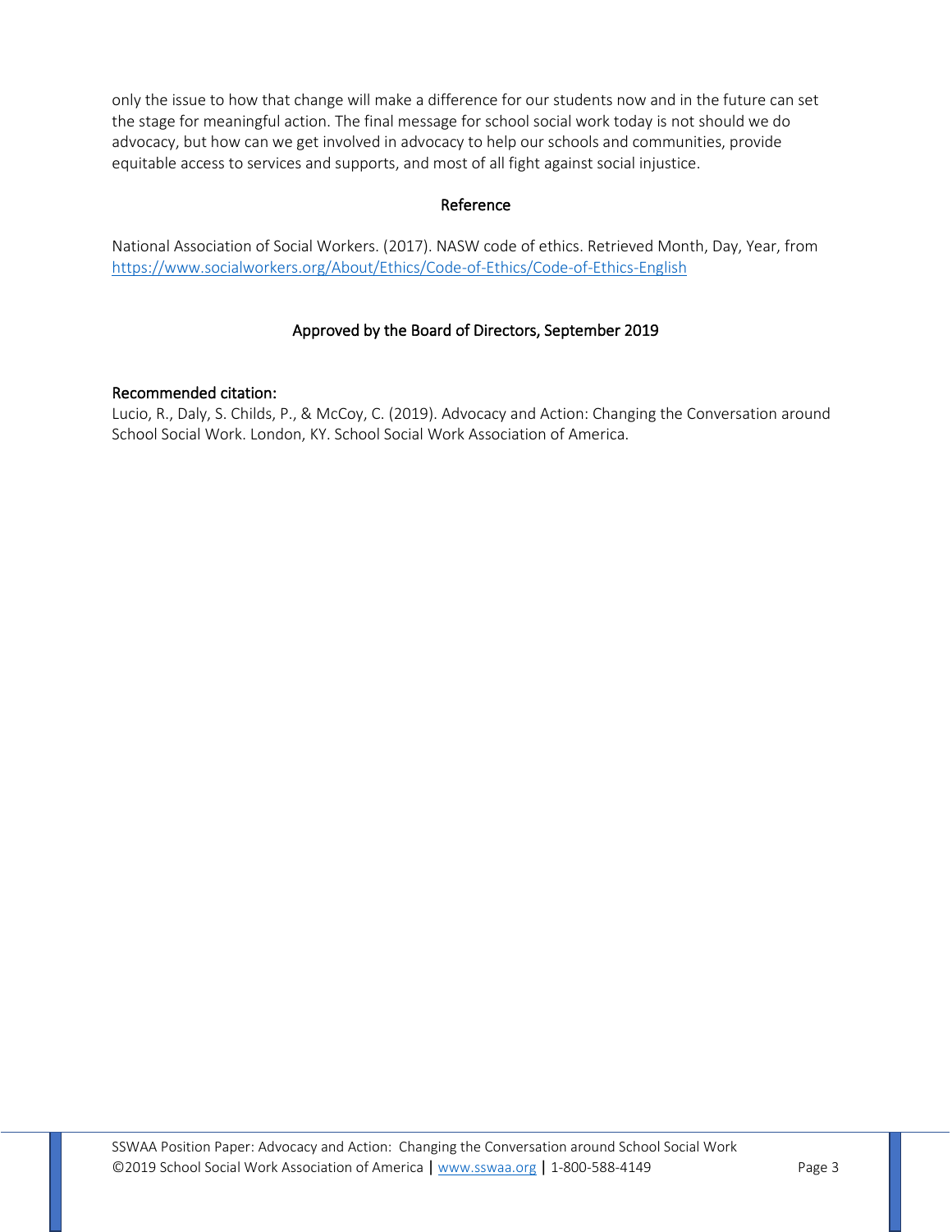only the issue to how that change will make a difference for our students now and in the future can set the stage for meaningful action. The final message for school social work today is not should we do advocacy, but how can we get involved in advocacy to help our schools and communities, provide equitable access to services and supports, and most of all fight against social injustice.

## Reference

National Association of Social Workers. (2017). NASW code of ethics. Retrieved Month, Day, Year, from https://www.socialworkers.org/About/Ethics/Code-of-Ethics/Code-of-Ethics-English

Approved by the Board of Directors, September 2019

Recommended citation:

Lucio, R., Daly, S. Childs, P., & McCoy, C. (2019). Advocacy and Action: Changing the Conversation around School Social Work. London, KY. School Social Work Association of America.